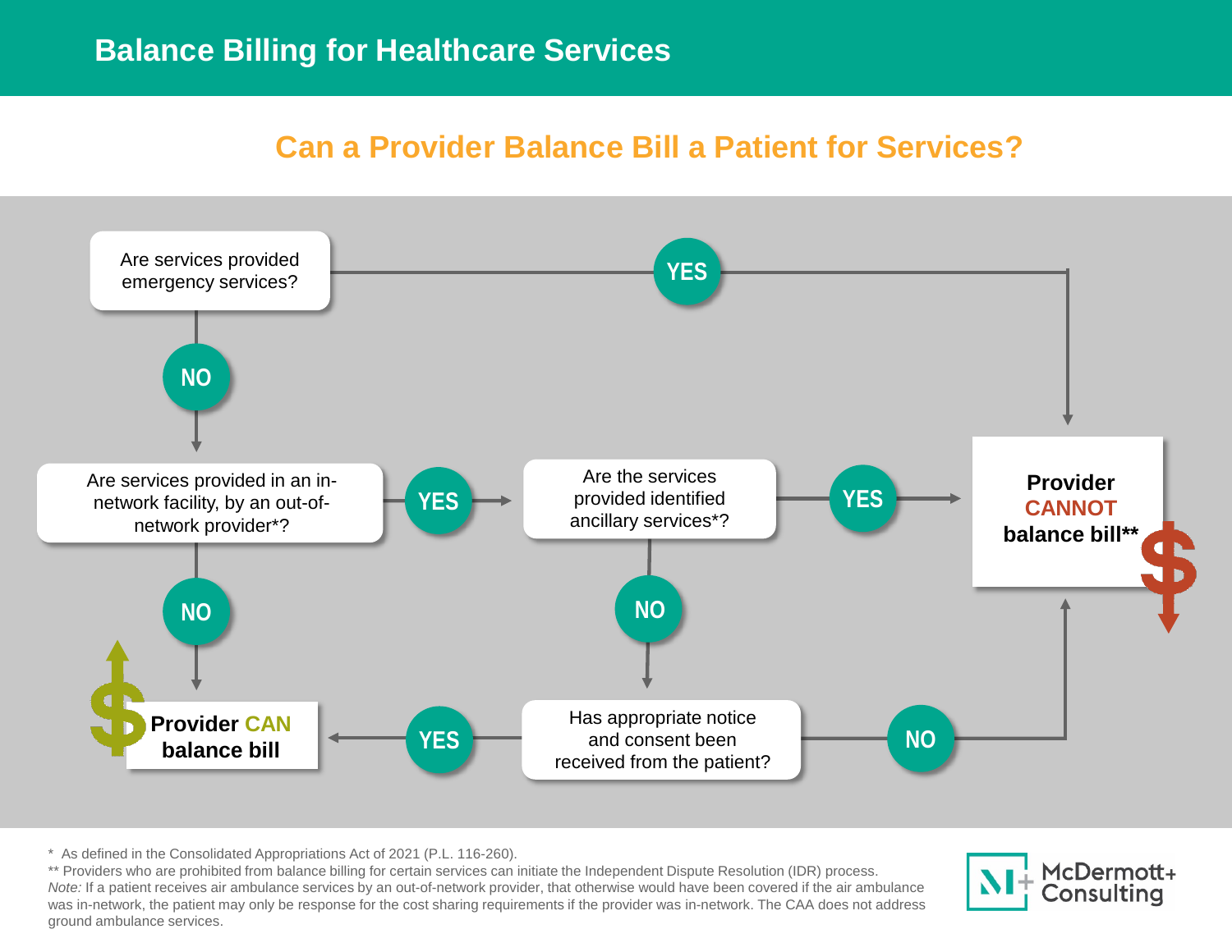# Balance Billing for Healthcare Services

## Can a Provider Balance Bill a Patient for Services?

Are services provided emergency services?
- **YES** → Provider **CANNOT** balance bill**
- **NO** → Are services provided in an in-network facility, by an out-of-network provider*?
  - **NO** → Provider **CAN** balance bill
  - **YES** → Are the services provided identified ancillary services*?
    - **YES** → Provider **CANNOT** balance bill**
    - **NO** → Has appropriate notice and consent been received from the patient?
      - **YES** → Provider **CAN** balance bill
      - **NO** → Provider **CANNOT** balance bill**

\* As defined in the Consolidated Appropriations Act of 2021 (P.L. 116-260).

\** Providers who are prohibited from balance billing for certain services can initiate the Independent Dispute Resolution (IDR) process.

*Note:* If a patient receives air ambulance services by an out-of-network provider, that otherwise would have been covered if the air ambulance was in-network, the patient may only be response for the cost sharing requirements if the provider was in-network. The CAA does not address ground ambulance services.

McDermott+ Consulting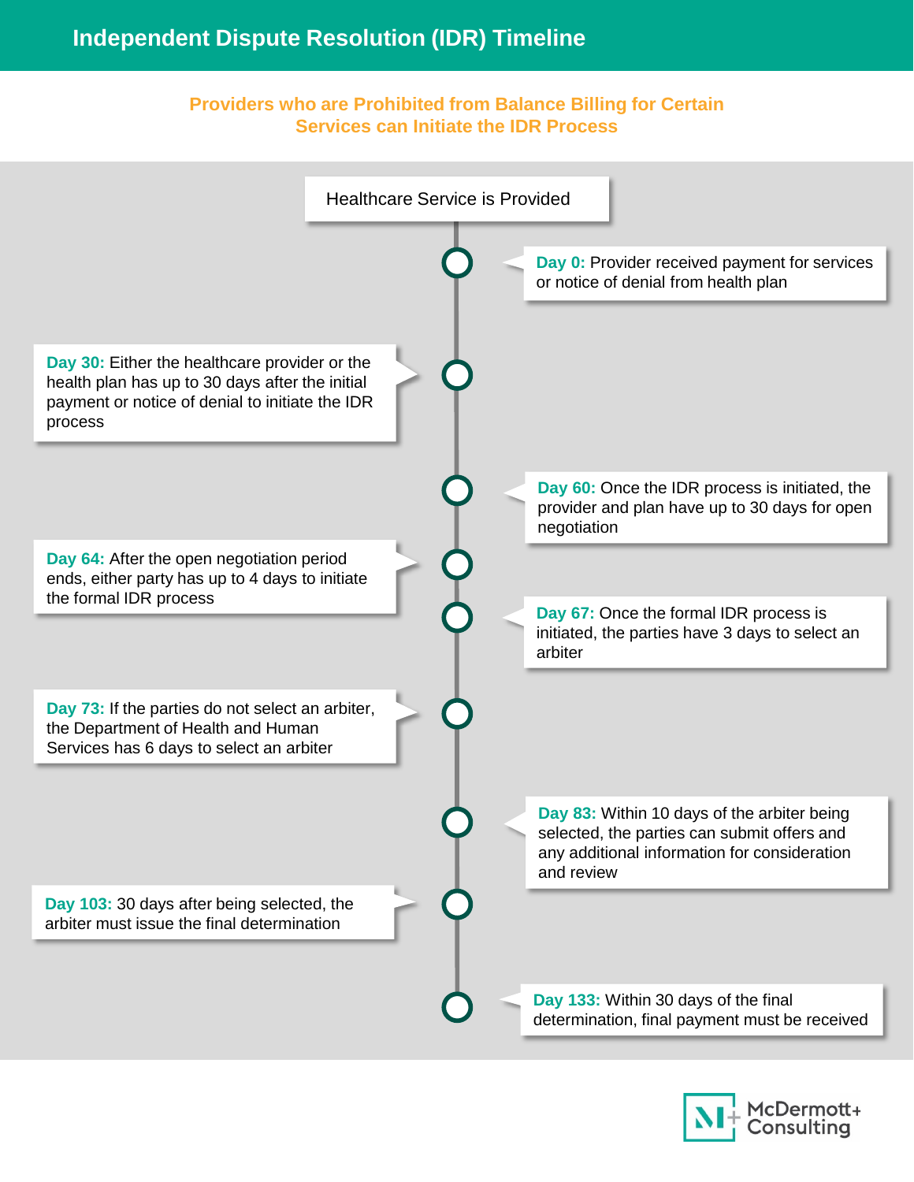# Independent Dispute Resolution (IDR) Timeline

## Providers who are Prohibited from Balance Billing for Certain Services can Initiate the IDR Process

**Healthcare Service is Provided**

- **Day 0:** Provider received payment for services or notice of denial from health plan
- **Day 30:** Either the healthcare provider or the health plan has up to 30 days after the initial payment or notice of denial to initiate the IDR process
- **Day 60:** Once the IDR process is initiated, the provider and plan have up to 30 days for open negotiation
- **Day 64:** After the open negotiation period ends, either party has up to 4 days to initiate the formal IDR process
- **Day 67:** Once the formal IDR process is initiated, the parties have 3 days to select an arbiter
- **Day 73:** If the parties do not select an arbiter, the Department of Health and Human Services has 6 days to select an arbiter
- **Day 83:** Within 10 days of the arbiter being selected, the parties can submit offers and any additional information for consideration and review
- **Day 103:** 30 days after being selected, the arbiter must issue the final determination
- **Day 133:** Within 30 days of the final determination, final payment must be received

McDermott+ Consulting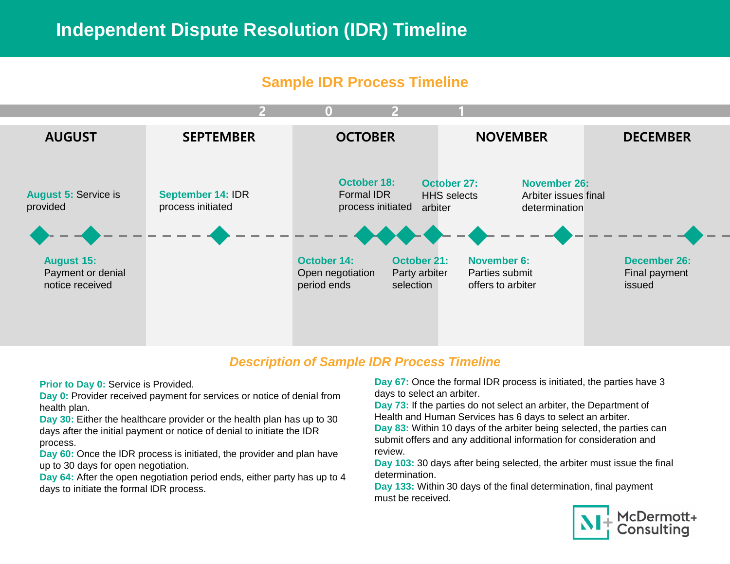# Independent Dispute Resolution (IDR) Timeline

## Sample IDR Process Timeline

2021

AUGUST

SEPTEMBER

OCTOBER

NOVEMBER

DECEMBER

**August 5:** Service is provided

**August 15:** Payment or denial notice received

**September 14:** IDR process initiated

**October 14:** Open negotiation period ends

**October 18:** Formal IDR process initiated

**October 21:** Party arbiter selection

**October 27:** HHS selects arbiter

**November 6:** Parties submit offers to arbiter

**November 26:** Arbiter issues final determination

**December 26:** Final payment issued

## *Description of Sample IDR Process Timeline*

**Prior to Day 0:** Service is Provided.

**Day 0:** Provider received payment for services or notice of denial from health plan.

**Day 30:** Either the healthcare provider or the health plan has up to 30 days after the initial payment or notice of denial to initiate the IDR process.

**Day 60:** Once the IDR process is initiated, the provider and plan have up to 30 days for open negotiation.

**Day 64:** After the open negotiation period ends, either party has up to 4 days to initiate the formal IDR process.

**Day 67:** Once the formal IDR process is initiated, the parties have 3 days to select an arbiter.

**Day 73:** If the parties do not select an arbiter, the Department of Health and Human Services has 6 days to select an arbiter.

**Day 83:** Within 10 days of the arbiter being selected, the parties can submit offers and any additional information for consideration and review.

**Day 103:** 30 days after being selected, the arbiter must issue the final determination.

**Day 133:** Within 30 days of the final determination, final payment must be received.

McDermott+ Consulting